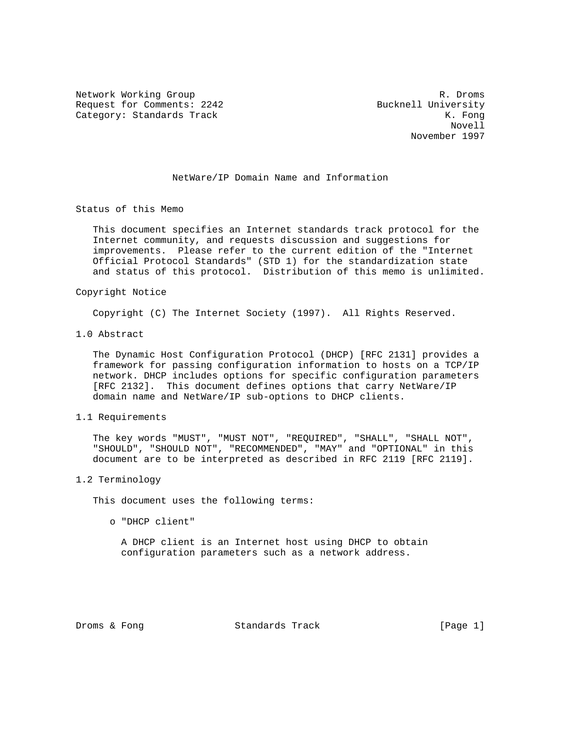Network Working Group R. Droms
Request for Comments: 2242 Bucknell University
Category: Standards Track K. Fong
Novell
November 1997

# NetWare/IP Domain Name and Information

## Status of this Memo

This document specifies an Internet standards track protocol for the Internet community, and requests discussion and suggestions for improvements. Please refer to the current edition of the "Internet Official Protocol Standards" (STD 1) for the standardization state and status of this protocol. Distribution of this memo is unlimited.

## Copyright Notice

Copyright (C) The Internet Society (1997). All Rights Reserved.

## 1.0 Abstract

The Dynamic Host Configuration Protocol (DHCP) [RFC 2131] provides a framework for passing configuration information to hosts on a TCP/IP network. DHCP includes options for specific configuration parameters [RFC 2132]. This document defines options that carry NetWare/IP domain name and NetWare/IP sub-options to DHCP clients.

## 1.1 Requirements

The key words "MUST", "MUST NOT", "REQUIRED", "SHALL", "SHALL NOT", "SHOULD", "SHOULD NOT", "RECOMMENDED", "MAY" and "OPTIONAL" in this document are to be interpreted as described in RFC 2119 [RFC 2119].

## 1.2 Terminology

This document uses the following terms:

- "DHCP client"

  A DHCP client is an Internet host using DHCP to obtain configuration parameters such as a network address.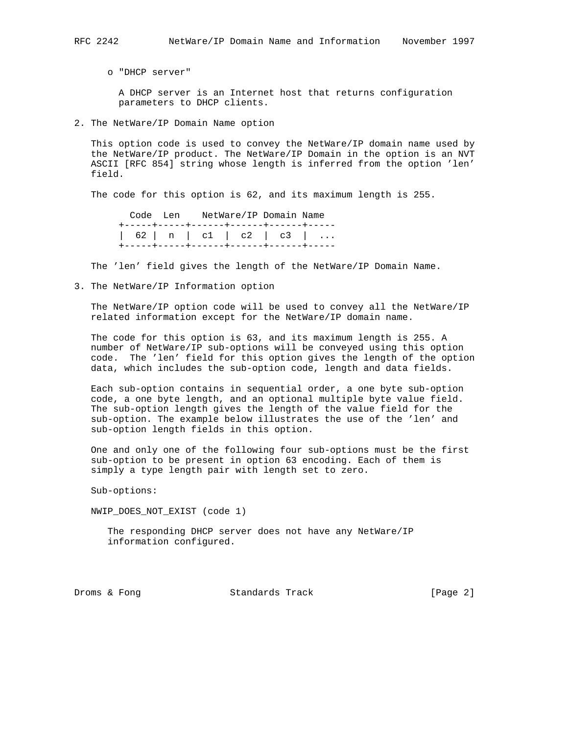o "DHCP server"

A DHCP server is an Internet host that returns configuration parameters to DHCP clients.

## 2. The NetWare/IP Domain Name option

This option code is used to convey the NetWare/IP domain name used by the NetWare/IP product. The NetWare/IP Domain in the option is an NVT ASCII [RFC 854] string whose length is inferred from the option 'len' field.

The code for this option is 62, and its maximum length is 255.

```
 Code  Len    NetWare/IP Domain Name
+-----+-----+------+------+------+-----
| 62 |  n  |  c1  |  c2  |  c3  |  ...
+-----+-----+------+------+------+-----
```

The 'len' field gives the length of the NetWare/IP Domain Name.

## 3. The NetWare/IP Information option

The NetWare/IP option code will be used to convey all the NetWare/IP related information except for the NetWare/IP domain name.

The code for this option is 63, and its maximum length is 255. A number of NetWare/IP sub-options will be conveyed using this option code. The 'len' field for this option gives the length of the option data, which includes the sub-option code, length and data fields.

Each sub-option contains in sequential order, a one byte sub-option code, a one byte length, and an optional multiple byte value field. The sub-option length gives the length of the value field for the sub-option. The example below illustrates the use of the 'len' and sub-option length fields in this option.

One and only one of the following four sub-options must be the first sub-option to be present in option 63 encoding. Each of them is simply a type length pair with length set to zero.

Sub-options:

NWIP_DOES_NOT_EXIST (code 1)

The responding DHCP server does not have any NetWare/IP information configured.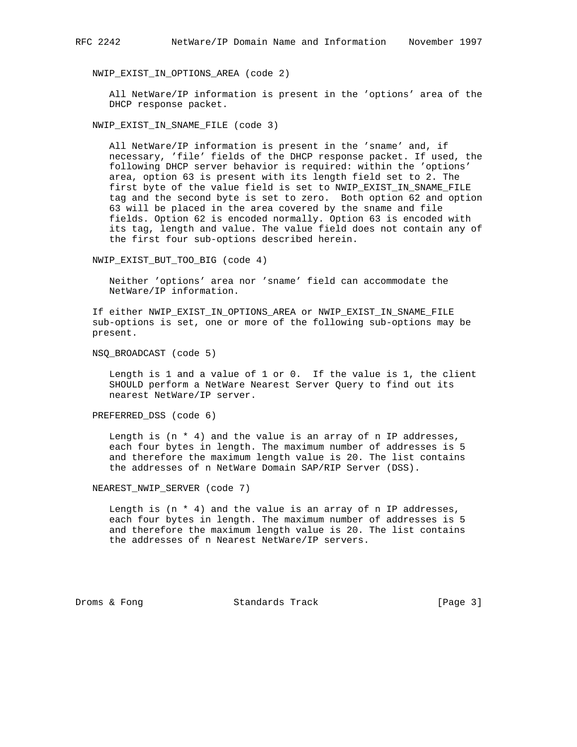NWIP_EXIST_IN_OPTIONS_AREA (code 2)

All NetWare/IP information is present in the 'options' area of the DHCP response packet.

NWIP_EXIST_IN_SNAME_FILE (code 3)

All NetWare/IP information is present in the 'sname' and, if necessary, 'file' fields of the DHCP response packet. If used, the following DHCP server behavior is required: within the 'options' area, option 63 is present with its length field set to 2. The first byte of the value field is set to NWIP_EXIST_IN_SNAME_FILE tag and the second byte is set to zero. Both option 62 and option 63 will be placed in the area covered by the sname and file fields. Option 62 is encoded normally. Option 63 is encoded with its tag, length and value. The value field does not contain any of the first four sub-options described herein.

NWIP_EXIST_BUT_TOO_BIG (code 4)

Neither 'options' area nor 'sname' field can accommodate the NetWare/IP information.

If either NWIP_EXIST_IN_OPTIONS_AREA or NWIP_EXIST_IN_SNAME_FILE sub-options is set, one or more of the following sub-options may be present.

NSQ_BROADCAST (code 5)

Length is 1 and a value of 1 or 0. If the value is 1, the client SHOULD perform a NetWare Nearest Server Query to find out its nearest NetWare/IP server.

PREFERRED_DSS (code 6)

Length is (n * 4) and the value is an array of n IP addresses, each four bytes in length. The maximum number of addresses is 5 and therefore the maximum length value is 20. The list contains the addresses of n NetWare Domain SAP/RIP Server (DSS).

NEAREST_NWIP_SERVER (code 7)

Length is (n * 4) and the value is an array of n IP addresses, each four bytes in length. The maximum number of addresses is 5 and therefore the maximum length value is 20. The list contains the addresses of n Nearest NetWare/IP servers.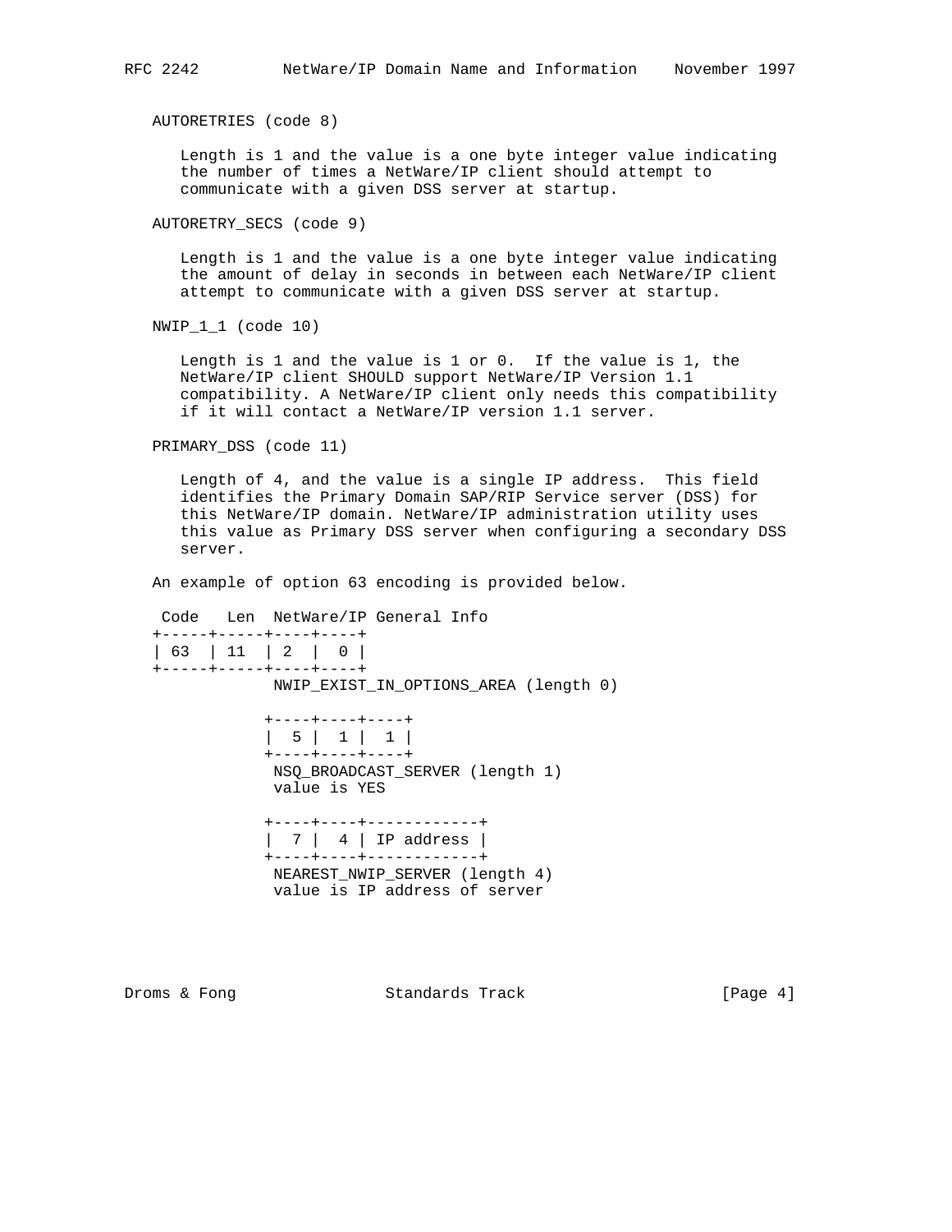AUTORETRIES (code 8)

Length is 1 and the value is a one byte integer value indicating the number of times a NetWare/IP client should attempt to communicate with a given DSS server at startup.

AUTORETRY_SECS (code 9)

Length is 1 and the value is a one byte integer value indicating the amount of delay in seconds in between each NetWare/IP client attempt to communicate with a given DSS server at startup.

NWIP_1_1 (code 10)

Length is 1 and the value is 1 or 0. If the value is 1, the NetWare/IP client SHOULD support NetWare/IP Version 1.1 compatibility. A NetWare/IP client only needs this compatibility if it will contact a NetWare/IP version 1.1 server.

PRIMARY_DSS (code 11)

Length of 4, and the value is a single IP address. This field identifies the Primary Domain SAP/RIP Service server (DSS) for this NetWare/IP domain. NetWare/IP administration utility uses this value as Primary DSS server when configuring a secondary DSS server.

An example of option 63 encoding is provided below.

```
 Code   Len  NetWare/IP General Info
+-----+-----+----+----+
| 63  | 11  | 2  |  0 |
+-----+-----+----+----+
             NWIP_EXIST_IN_OPTIONS_AREA (length 0)

            +----+----+----+
            |  5 |  1 |  1 |
            +----+----+----+
             NSQ_BROADCAST_SERVER (length 1)
             value is YES

            +----+----+------------+
            |  7 |  4 | IP address |
            +----+----+------------+
             NEAREST_NWIP_SERVER (length 4)
             value is IP address of server
```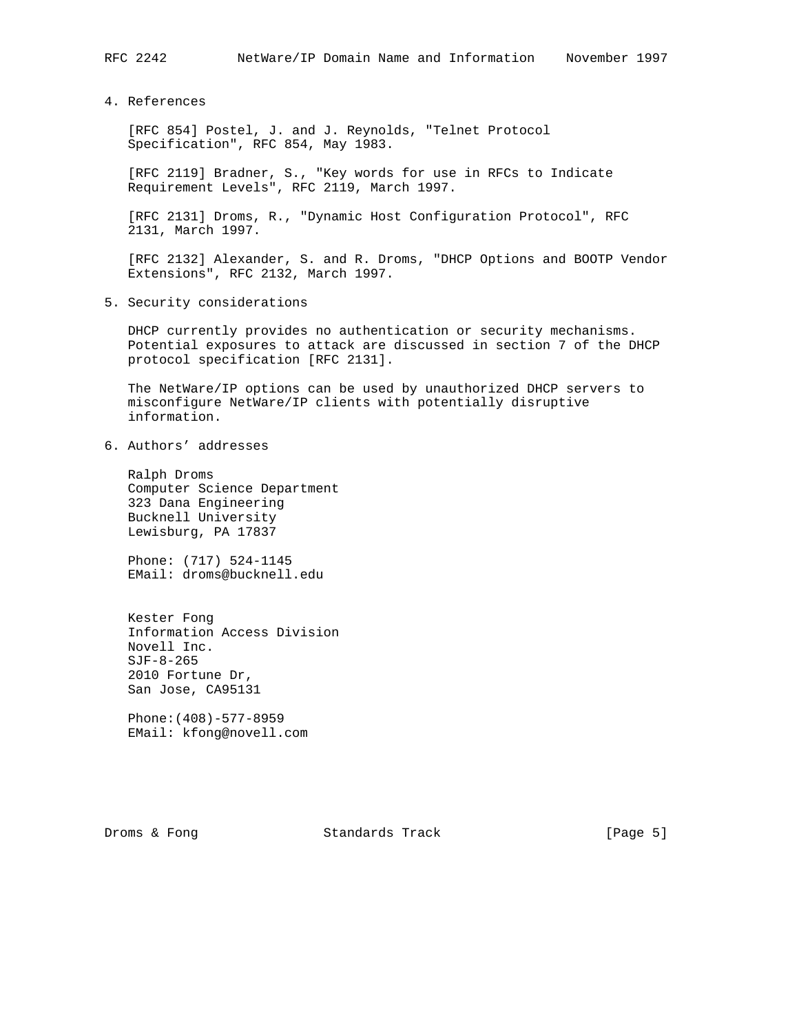## 4. References

[RFC 854] Postel, J. and J. Reynolds, "Telnet Protocol Specification", RFC 854, May 1983.

[RFC 2119] Bradner, S., "Key words for use in RFCs to Indicate Requirement Levels", RFC 2119, March 1997.

[RFC 2131] Droms, R., "Dynamic Host Configuration Protocol", RFC 2131, March 1997.

[RFC 2132] Alexander, S. and R. Droms, "DHCP Options and BOOTP Vendor Extensions", RFC 2132, March 1997.

## 5. Security considerations

DHCP currently provides no authentication or security mechanisms. Potential exposures to attack are discussed in section 7 of the DHCP protocol specification [RFC 2131].

The NetWare/IP options can be used by unauthorized DHCP servers to misconfigure NetWare/IP clients with potentially disruptive information.

## 6. Authors' addresses

Ralph Droms
Computer Science Department
323 Dana Engineering
Bucknell University
Lewisburg, PA 17837

Phone: (717) 524-1145
EMail: droms@bucknell.edu

Kester Fong
Information Access Division
Novell Inc.
SJF-8-265
2010 Fortune Dr,
San Jose, CA95131

Phone:(408)-577-8959
EMail: kfong@novell.com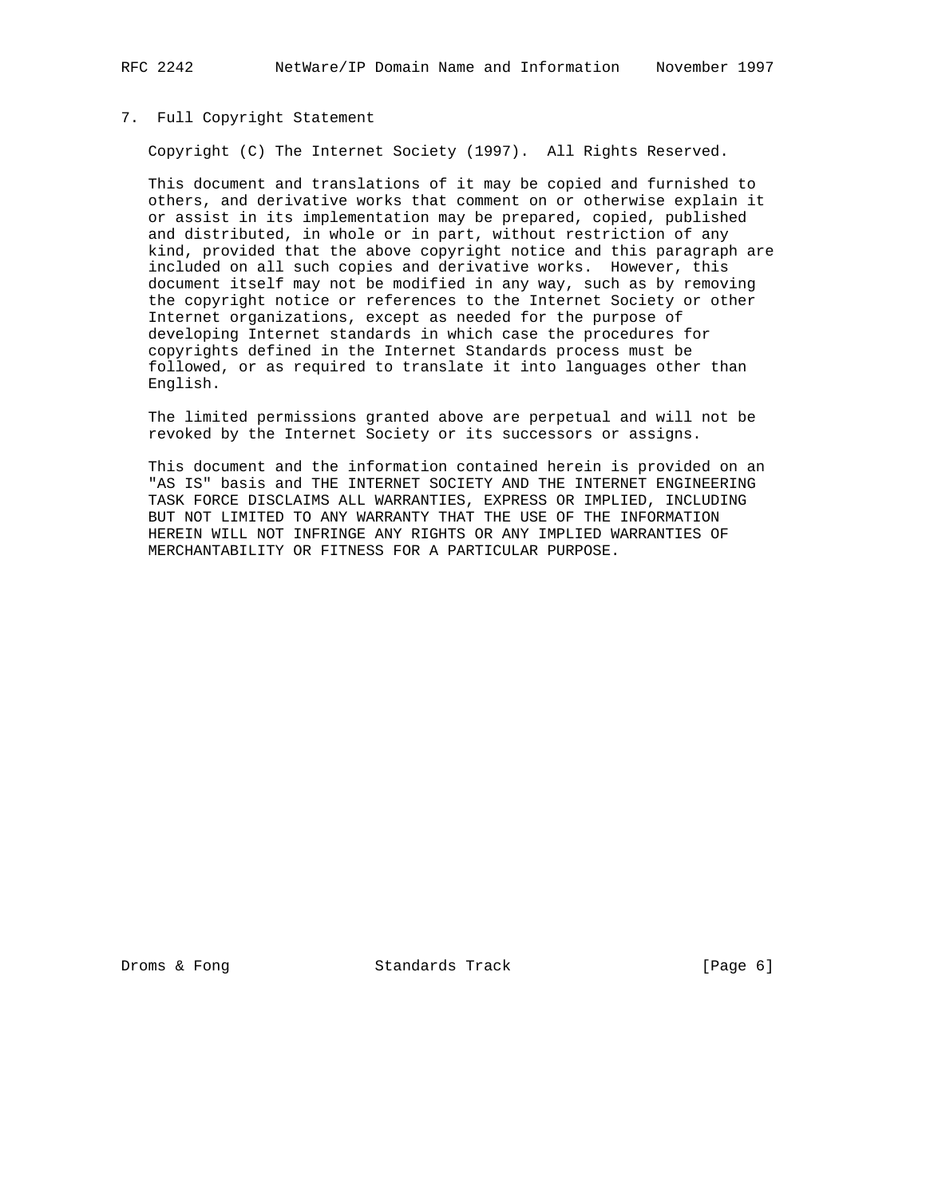## 7. Full Copyright Statement

Copyright (C) The Internet Society (1997). All Rights Reserved.

This document and translations of it may be copied and furnished to others, and derivative works that comment on or otherwise explain it or assist in its implementation may be prepared, copied, published and distributed, in whole or in part, without restriction of any kind, provided that the above copyright notice and this paragraph are included on all such copies and derivative works. However, this document itself may not be modified in any way, such as by removing the copyright notice or references to the Internet Society or other Internet organizations, except as needed for the purpose of developing Internet standards in which case the procedures for copyrights defined in the Internet Standards process must be followed, or as required to translate it into languages other than English.

The limited permissions granted above are perpetual and will not be revoked by the Internet Society or its successors or assigns.

This document and the information contained herein is provided on an "AS IS" basis and THE INTERNET SOCIETY AND THE INTERNET ENGINEERING TASK FORCE DISCLAIMS ALL WARRANTIES, EXPRESS OR IMPLIED, INCLUDING BUT NOT LIMITED TO ANY WARRANTY THAT THE USE OF THE INFORMATION HEREIN WILL NOT INFRINGE ANY RIGHTS OR ANY IMPLIED WARRANTIES OF MERCHANTABILITY OR FITNESS FOR A PARTICULAR PURPOSE.